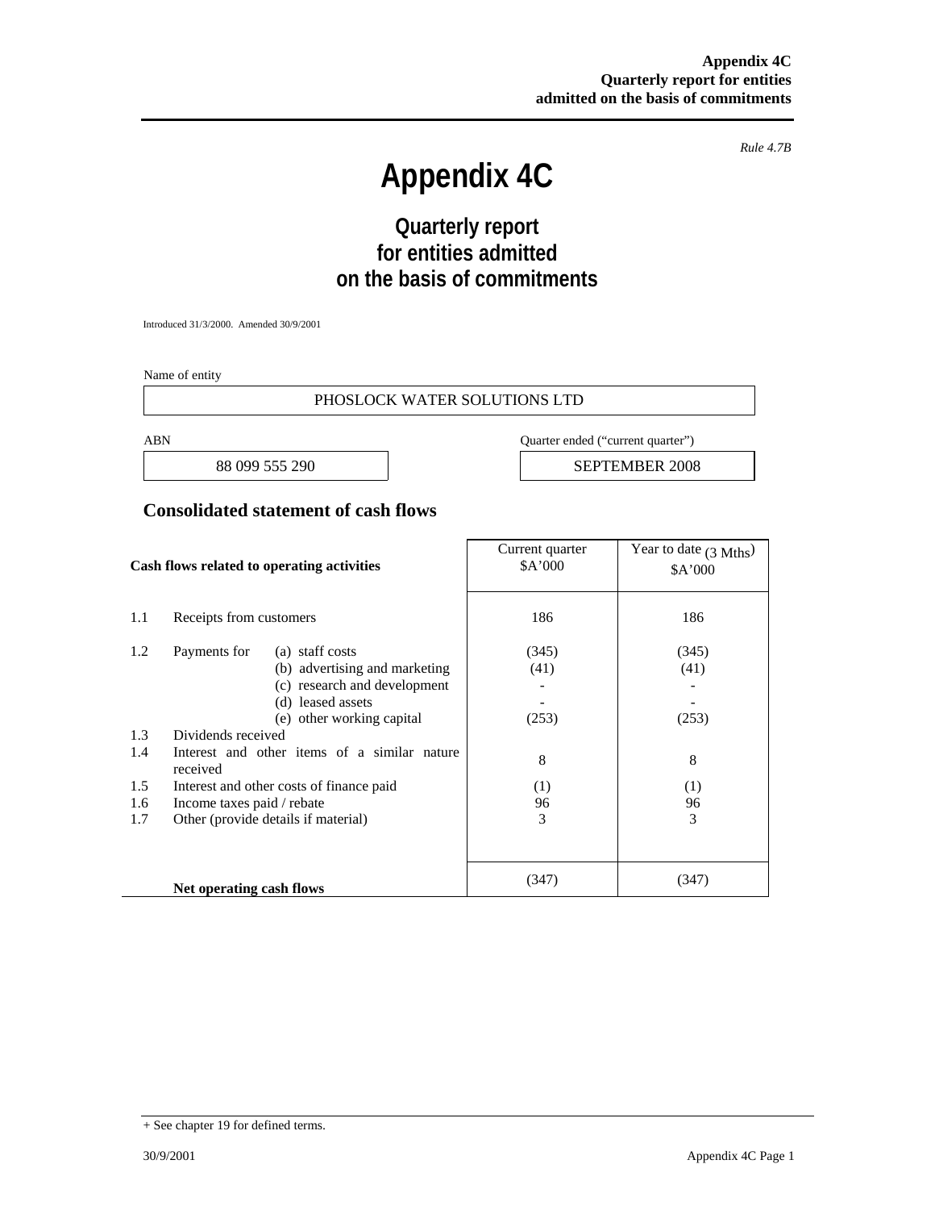*Rule 4.7B*

# Appendix 4C

## Quarterly report for entities admitted on the basis of commitments

Introduced 31/3/2000. Amended 30/9/2001

Name of entity

PHOSLOCK WATER SOLUTIONS LTD

| ABN | Quarter ended ("current quarter") |
|---|---|
| 88 099 555 290 | SEPTEMBER 2008 |

### Consolidated statement of cash flows

| | Cash flows related to operating activities | Current quarter $A'000 | Year to date (3 Mths) $A'000 |
|---|---|---|---|
| 1.1 | Receipts from customers | 186 | 186 |
| 1.2 | Payments for (a) staff costs | (345) | (345) |
| | (b) advertising and marketing | (41) | (41) |
| | (c) research and development | - | - |
| | (d) leased assets | - | - |
| | (e) other working capital | (253) | (253) |
| 1.3 | Dividends received | | |
| 1.4 | Interest and other items of a similar nature received | 8 | 8 |
| 1.5 | Interest and other costs of finance paid | (1) | (1) |
| 1.6 | Income taxes paid / rebate | 96 | 96 |
| 1.7 | Other (provide details if material) | 3 | 3 |
| | **Net operating cash flows** | (347) | (347) |

+ See chapter 19 for defined terms.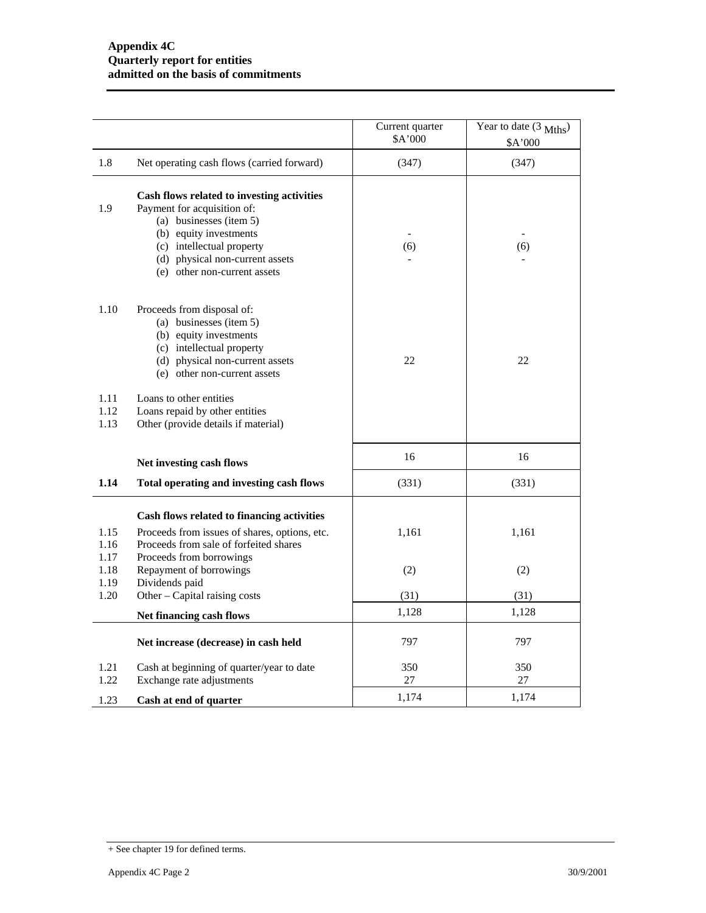**Appendix 4C**
**Quarterly report for entities**
**admitted on the basis of commitments**

| | | Current quarter $A'000 | Year to date (3 Mths) $A'000 |
|---|---|---|---|
| 1.8 | Net operating cash flows (carried forward) | (347) | (347) |
| | **Cash flows related to investing activities** | | |
| 1.9 | Payment for acquisition of: | | |
| | (a) businesses (item 5) | | |
| | (b) equity investments | - | - |
| | (c) intellectual property | (6) | (6) |
| | (d) physical non-current assets | - | - |
| | (e) other non-current assets | | |
| 1.10 | Proceeds from disposal of: | | |
| | (a) businesses (item 5) | | |
| | (b) equity investments | | |
| | (c) intellectual property | | |
| | (d) physical non-current assets | 22 | 22 |
| | (e) other non-current assets | | |
| 1.11 | Loans to other entities | | |
| 1.12 | Loans repaid by other entities | | |
| 1.13 | Other (provide details if material) | | |
| | **Net investing cash flows** | 16 | 16 |
| **1.14** | **Total operating and investing cash flows** | (331) | (331) |
| | **Cash flows related to financing activities** | | |
| 1.15 | Proceeds from issues of shares, options, etc. | 1,161 | 1,161 |
| 1.16 | Proceeds from sale of forfeited shares | | |
| 1.17 | Proceeds from borrowings | | |
| 1.18 | Repayment of borrowings | (2) | (2) |
| 1.19 | Dividends paid | | |
| 1.20 | Other – Capital raising costs | (31) | (31) |
| | **Net financing cash flows** | 1,128 | 1,128 |
| | **Net increase (decrease) in cash held** | 797 | 797 |
| 1.21 | Cash at beginning of quarter/year to date | 350 | 350 |
| 1.22 | Exchange rate adjustments | 27 | 27 |
| 1.23 | **Cash at end of quarter** | 1,174 | 1,174 |

+ See chapter 19 for defined terms.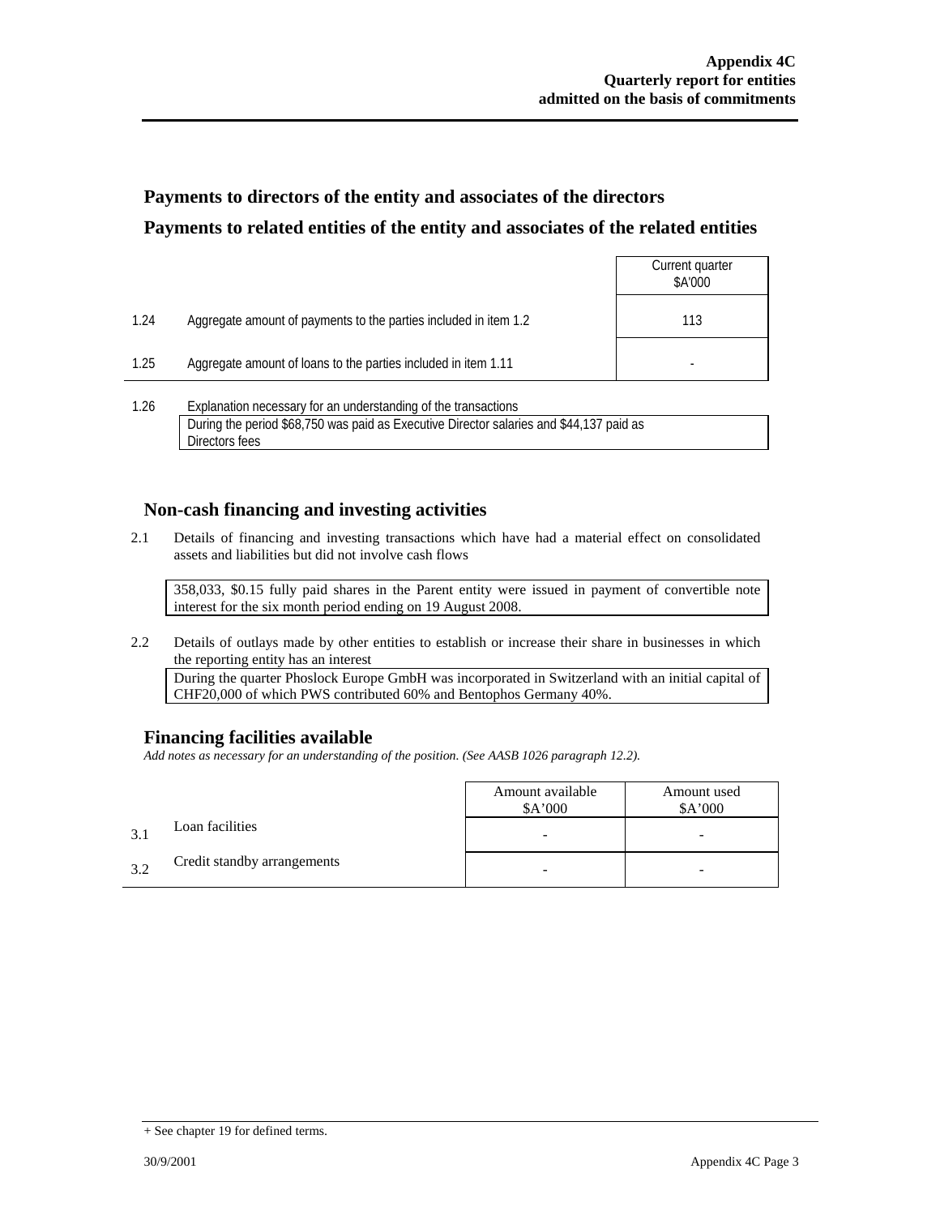## Payments to directors of the entity and associates of the directors

## Payments to related entities of the entity and associates of the related entities

| | | Current quarter $A'000 |
|---|---|---|
| 1.24 | Aggregate amount of payments to the parties included in item 1.2 | 113 |
| 1.25 | Aggregate amount of loans to the parties included in item 1.11 | - |

1.26 Explanation necessary for an understanding of the transactions

During the period $68,750 was paid as Executive Director salaries and $44,137 paid as Directors fees

## Non-cash financing and investing activities

2.1 Details of financing and investing transactions which have had a material effect on consolidated assets and liabilities but did not involve cash flows

358,033, $0.15 fully paid shares in the Parent entity were issued in payment of convertible note interest for the six month period ending on 19 August 2008.

2.2 Details of outlays made by other entities to establish or increase their share in businesses in which the reporting entity has an interest

During the quarter Phoslock Europe GmbH was incorporated in Switzerland with an initial capital of CHF20,000 of which PWS contributed 60% and Bentophos Germany 40%.

## Financing facilities available

*Add notes as necessary for an understanding of the position. (See AASB 1026 paragraph 12.2).*

| | | Amount available $A'000 | Amount used $A'000 |
|---|---|---|---|
| 3.1 | Loan facilities | - | - |
| 3.2 | Credit standby arrangements | - | - |

+ See chapter 19 for defined terms.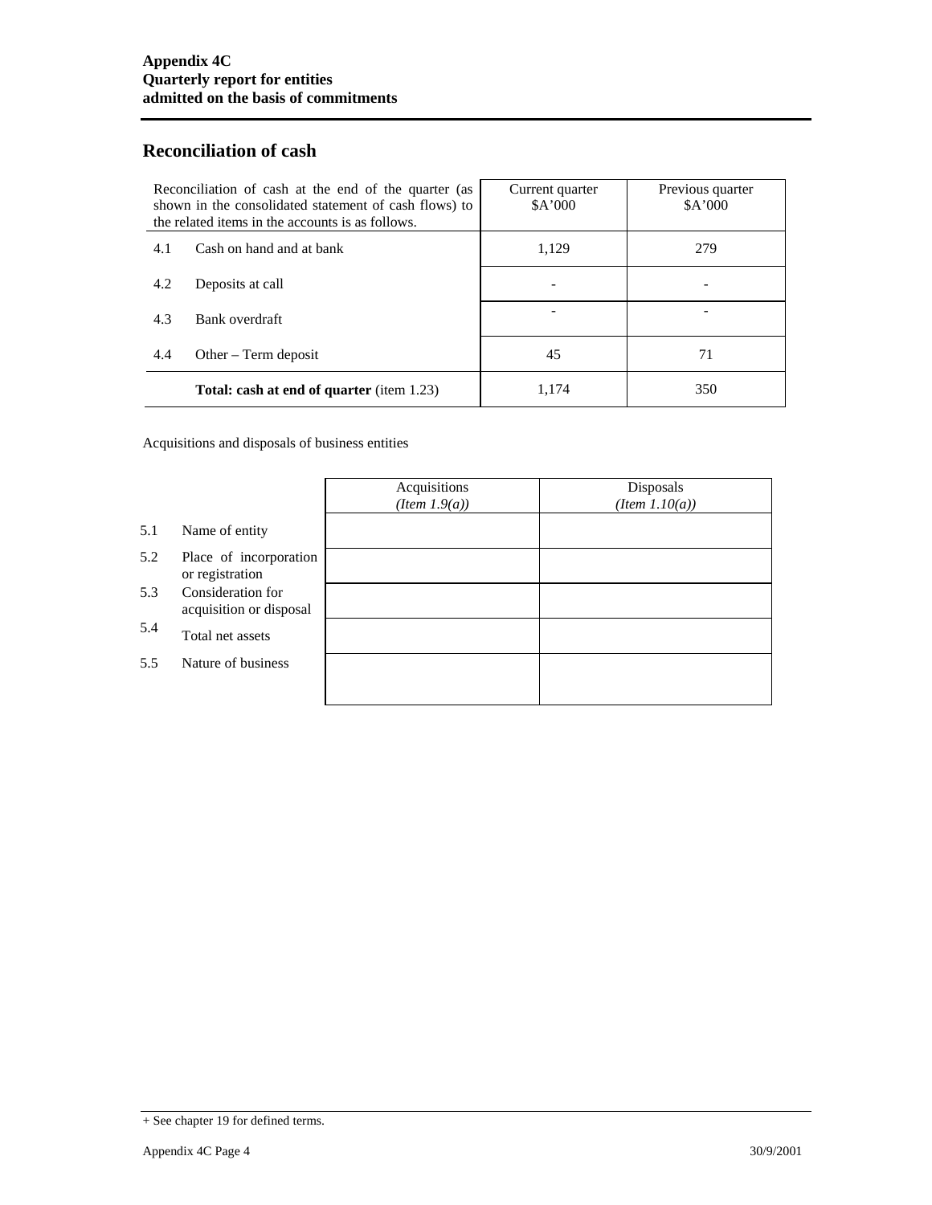## Reconciliation of cash

| Reconciliation of cash at the end of the quarter (as shown in the consolidated statement of cash flows) to the related items in the accounts is as follows. | | Current quarter $A'000 | Previous quarter $A'000 |
|---|---|---|---|
| 4.1 | Cash on hand and at bank | 1,129 | 279 |
| 4.2 | Deposits at call | - | - |
| 4.3 | Bank overdraft | - | - |
| 4.4 | Other – Term deposit | 45 | 71 |
| | **Total: cash at end of quarter** (item 1.23) | 1,174 | 350 |

Acquisitions and disposals of business entities

| | | Acquisitions *(Item 1.9(a))* | Disposals *(Item 1.10(a))* |
|---|---|---|---|
| 5.1 | Name of entity | | |
| 5.2 | Place of incorporation or registration | | |
| 5.3 | Consideration for acquisition or disposal | | |
| 5.4 | Total net assets | | |
| 5.5 | Nature of business | | |

+ See chapter 19 for defined terms.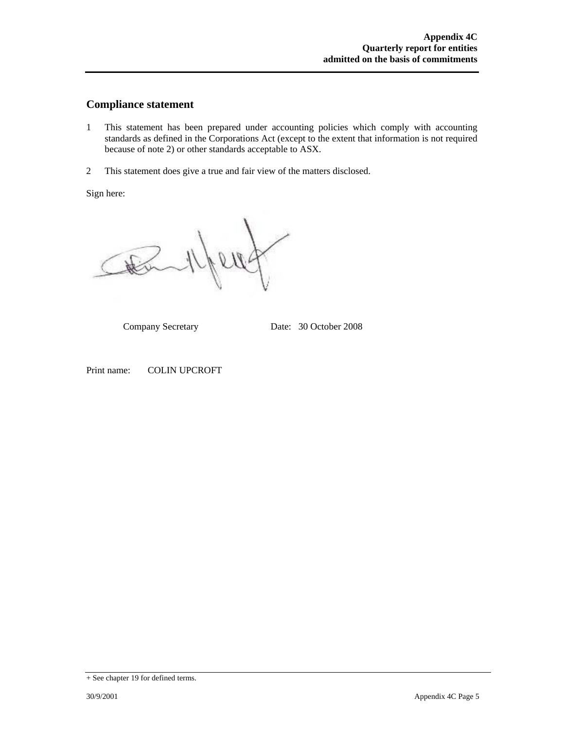## Compliance statement

1 This statement has been prepared under accounting policies which comply with accounting standards as defined in the Corporations Act (except to the extent that information is not required because of note 2) or other standards acceptable to ASX.

2 This statement does give a true and fair view of the matters disclosed.

Sign here:

Company Secretary Date: 30 October 2008

Print name: COLIN UPCROFT

+ See chapter 19 for defined terms.